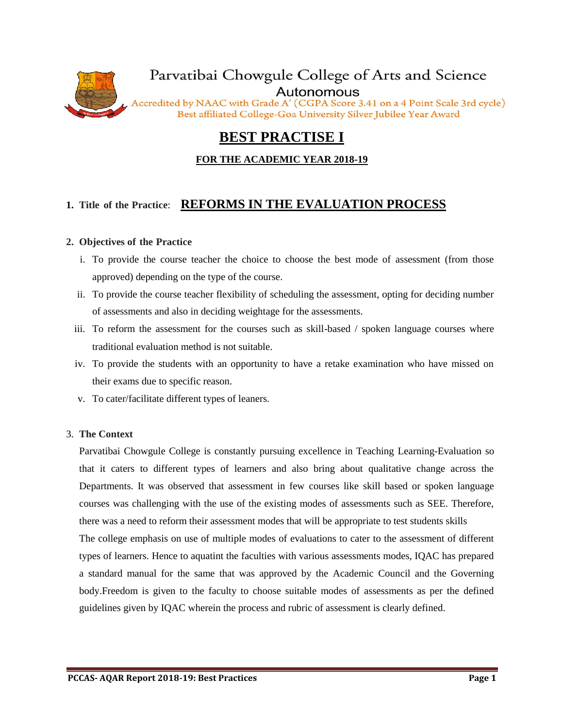Parvatibai Chowgule College of Arts and Science

Autonomous

Accredited by NAAC with Grade A' (CGPA Score 3.41 on a 4 Point Scale 3rd cycle)

Best affiliated College-Goa University Silver Jubilee Year Award

# BEST PRACTISE I

**FOR THE ACADEMIC YEAR 2018-19**

## 1. Title of the Practice: REFORMS IN THE EVALUATION PROCESS

## 2. Objectives of the Practice

i. To provide the course teacher the choice to choose the best mode of assessment (from those approved) depending on the type of the course.

ii. To provide the course teacher flexibility of scheduling the assessment, opting for deciding number of assessments and also in deciding weightage for the assessments.

iii. To reform the assessment for the courses such as skill-based / spoken language courses where traditional evaluation method is not suitable.

iv. To provide the students with an opportunity to have a retake examination who have missed on their exams due to specific reason.

v. To cater/facilitate different types of leaners.

## 3. The Context

Parvatibai Chowgule College is constantly pursuing excellence in Teaching Learning-Evaluation so that it caters to different types of learners and also bring about qualitative change across the Departments. It was observed that assessment in few courses like skill based or spoken language courses was challenging with the use of the existing modes of assessments such as SEE. Therefore, there was a need to reform their assessment modes that will be appropriate to test students skills

The college emphasis on use of multiple modes of evaluations to cater to the assessment of different types of learners. Hence to aquatint the faculties with various assessments modes, IQAC has prepared a standard manual for the same that was approved by the Academic Council and the Governing body.Freedom is given to the faculty to choose suitable modes of assessments as per the defined guidelines given by IQAC wherein the process and rubric of assessment is clearly defined.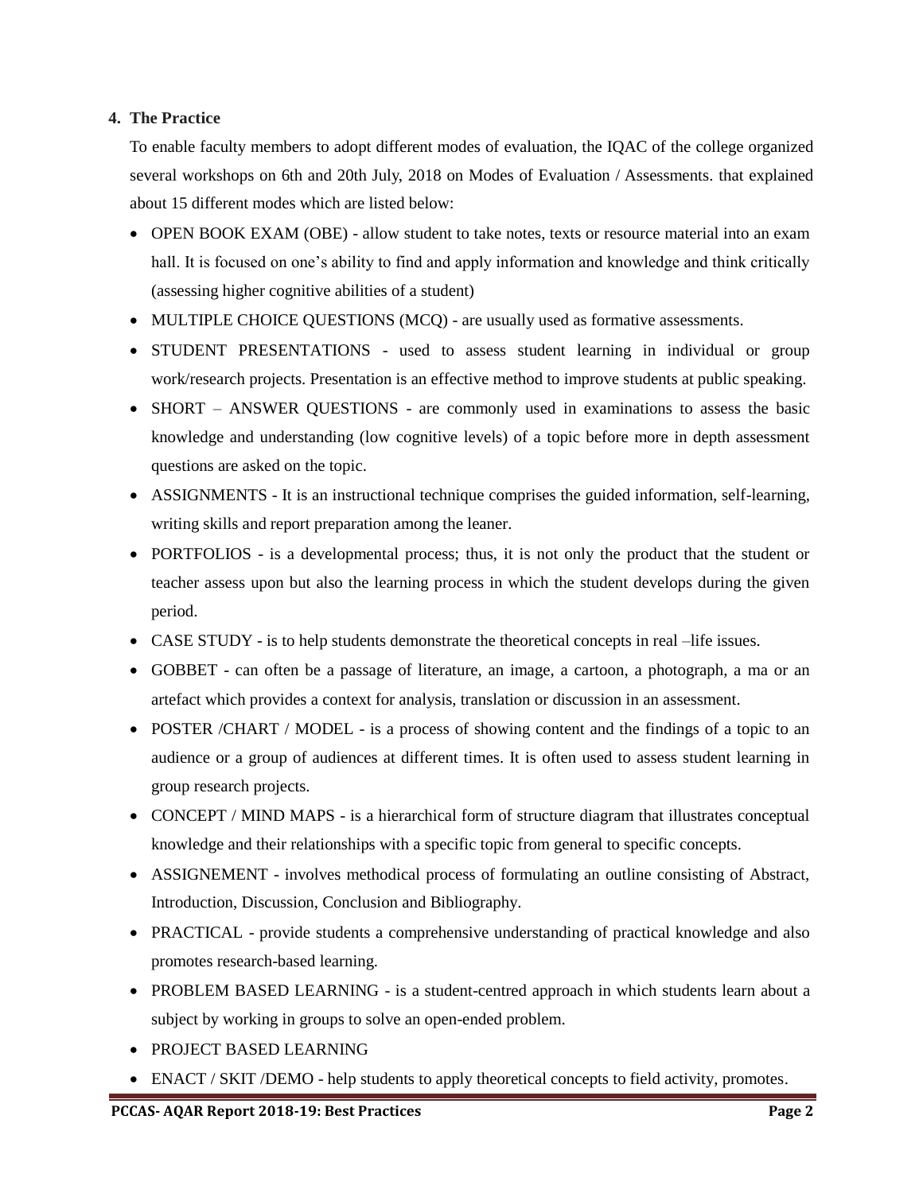## 4. The Practice

To enable faculty members to adopt different modes of evaluation, the IQAC of the college organized several workshops on 6th and 20th July, 2018 on Modes of Evaluation / Assessments. that explained about 15 different modes which are listed below:

- OPEN BOOK EXAM (OBE) - allow student to take notes, texts or resource material into an exam hall. It is focused on one's ability to find and apply information and knowledge and think critically (assessing higher cognitive abilities of a student)
- MULTIPLE CHOICE QUESTIONS (MCQ) - are usually used as formative assessments.
- STUDENT PRESENTATIONS - used to assess student learning in individual or group work/research projects. Presentation is an effective method to improve students at public speaking.
- SHORT – ANSWER QUESTIONS - are commonly used in examinations to assess the basic knowledge and understanding (low cognitive levels) of a topic before more in depth assessment questions are asked on the topic.
- ASSIGNMENTS - It is an instructional technique comprises the guided information, self-learning, writing skills and report preparation among the leaner.
- PORTFOLIOS - is a developmental process; thus, it is not only the product that the student or teacher assess upon but also the learning process in which the student develops during the given period.
- CASE STUDY - is to help students demonstrate the theoretical concepts in real –life issues.
- GOBBET - can often be a passage of literature, an image, a cartoon, a photograph, a ma or an artefact which provides a context for analysis, translation or discussion in an assessment.
- POSTER /CHART / MODEL - is a process of showing content and the findings of a topic to an audience or a group of audiences at different times. It is often used to assess student learning in group research projects.
- CONCEPT / MIND MAPS - is a hierarchical form of structure diagram that illustrates conceptual knowledge and their relationships with a specific topic from general to specific concepts.
- ASSIGNEMENT - involves methodical process of formulating an outline consisting of Abstract, Introduction, Discussion, Conclusion and Bibliography.
- PRACTICAL - provide students a comprehensive understanding of practical knowledge and also promotes research-based learning.
- PROBLEM BASED LEARNING - is a student-centred approach in which students learn about a subject by working in groups to solve an open-ended problem.
- PROJECT BASED LEARNING
- ENACT / SKIT /DEMO - help students to apply theoretical concepts to field activity, promotes.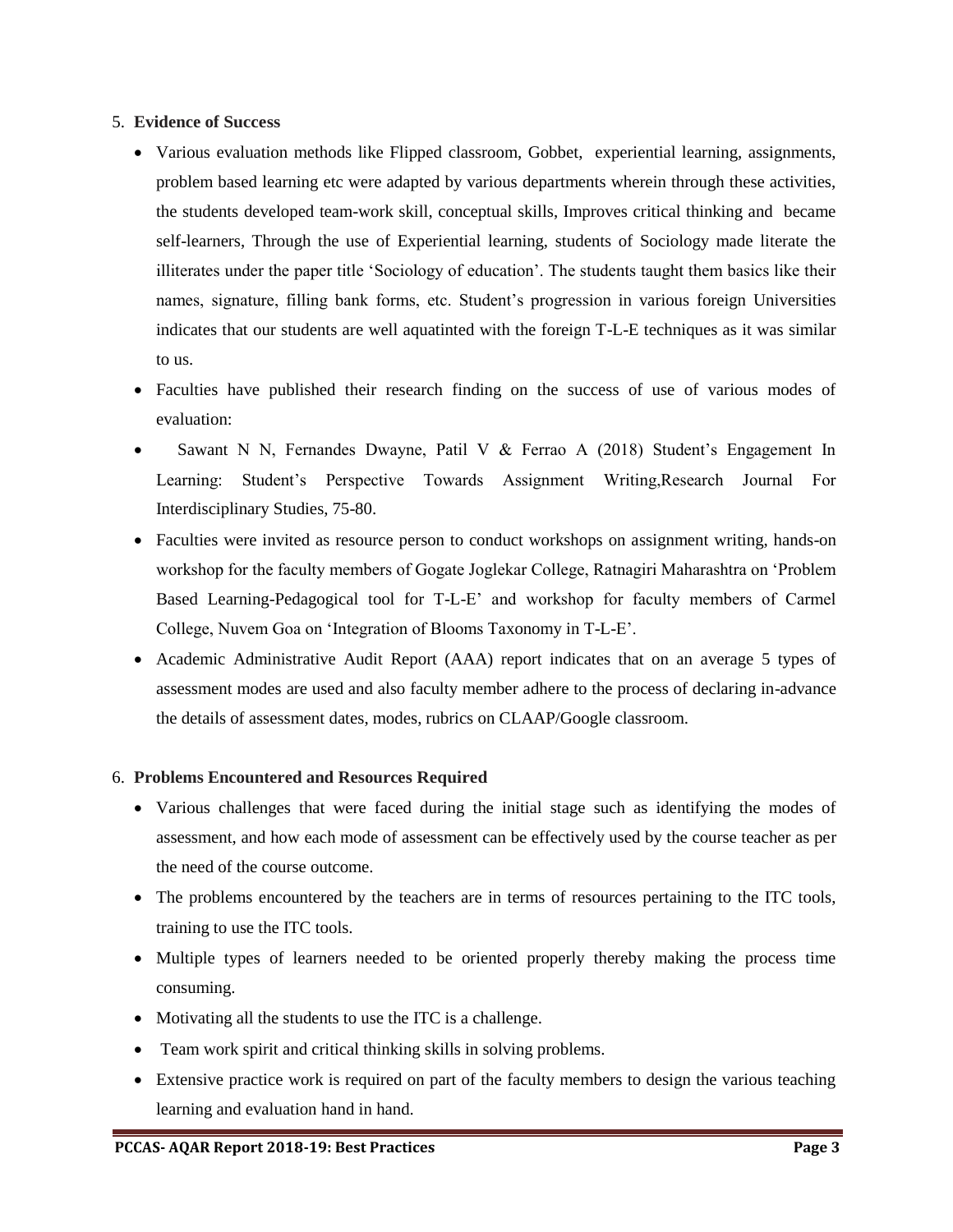5. **Evidence of Success**

- Various evaluation methods like Flipped classroom, Gobbet, experiential learning, assignments, problem based learning etc were adapted by various departments wherein through these activities, the students developed team-work skill, conceptual skills, Improves critical thinking and became self-learners, Through the use of Experiential learning, students of Sociology made literate the illiterates under the paper title 'Sociology of education'. The students taught them basics like their names, signature, filling bank forms, etc. Student's progression in various foreign Universities indicates that our students are well aquatinted with the foreign T-L-E techniques as it was similar to us.
- Faculties have published their research finding on the success of use of various modes of evaluation:
- Sawant N N, Fernandes Dwayne, Patil V & Ferrao A (2018) Student's Engagement In Learning: Student's Perspective Towards Assignment Writing,Research Journal For Interdisciplinary Studies, 75-80.
- Faculties were invited as resource person to conduct workshops on assignment writing, hands-on workshop for the faculty members of Gogate Joglekar College, Ratnagiri Maharashtra on 'Problem Based Learning-Pedagogical tool for T-L-E' and workshop for faculty members of Carmel College, Nuvem Goa on 'Integration of Blooms Taxonomy in T-L-E'.
- Academic Administrative Audit Report (AAA) report indicates that on an average 5 types of assessment modes are used and also faculty member adhere to the process of declaring in-advance the details of assessment dates, modes, rubrics on CLAAP/Google classroom.

6. **Problems Encountered and Resources Required**

- Various challenges that were faced during the initial stage such as identifying the modes of assessment, and how each mode of assessment can be effectively used by the course teacher as per the need of the course outcome.
- The problems encountered by the teachers are in terms of resources pertaining to the ITC tools, training to use the ITC tools.
- Multiple types of learners needed to be oriented properly thereby making the process time consuming.
- Motivating all the students to use the ITC is a challenge.
- Team work spirit and critical thinking skills in solving problems.
- Extensive practice work is required on part of the faculty members to design the various teaching learning and evaluation hand in hand.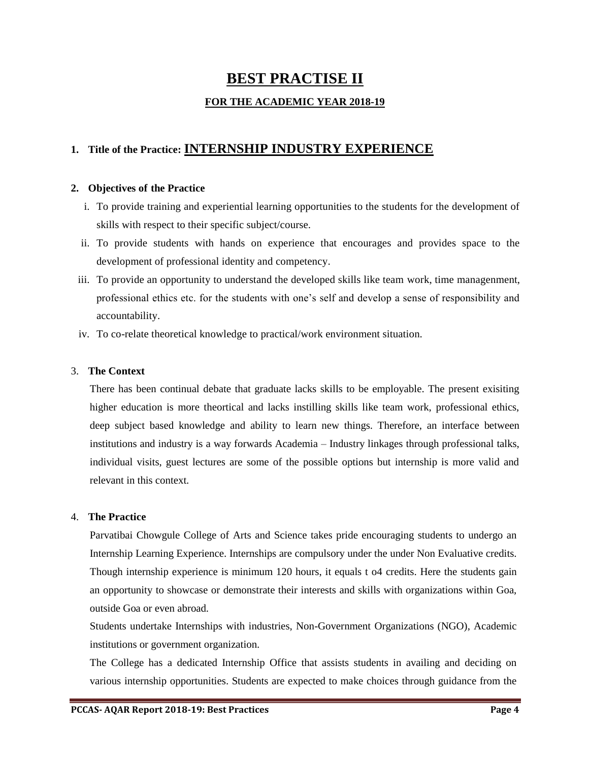# BEST PRACTISE II

## FOR THE ACADEMIC YEAR 2018-19

### 1. Title of the Practice: INTERNSHIP INDUSTRY EXPERIENCE

### 2. Objectives of the Practice

i. To provide training and experiential learning opportunities to the students for the development of skills with respect to their specific subject/course.

ii. To provide students with hands on experience that encourages and provides space to the development of professional identity and competency.

iii. To provide an opportunity to understand the developed skills like team work, time managenment, professional ethics etc. for the students with one's self and develop a sense of responsibility and accountability.

iv. To co-relate theoretical knowledge to practical/work environment situation.

### 3. The Context

There has been continual debate that graduate lacks skills to be employable. The present exisiting higher education is more theortical and lacks instilling skills like team work, professional ethics, deep subject based knowledge and ability to learn new things. Therefore, an interface between institutions and industry is a way forwards Academia – Industry linkages through professional talks, individual visits, guest lectures are some of the possible options but internship is more valid and relevant in this context.

### 4. The Practice

Parvatibai Chowgule College of Arts and Science takes pride encouraging students to undergo an Internship Learning Experience. Internships are compulsory under the under Non Evaluative credits. Though internship experience is minimum 120 hours, it equals t o4 credits. Here the students gain an opportunity to showcase or demonstrate their interests and skills with organizations within Goa, outside Goa or even abroad.

Students undertake Internships with industries, Non-Government Organizations (NGO), Academic institutions or government organization.

The College has a dedicated Internship Office that assists students in availing and deciding on various internship opportunities. Students are expected to make choices through guidance from the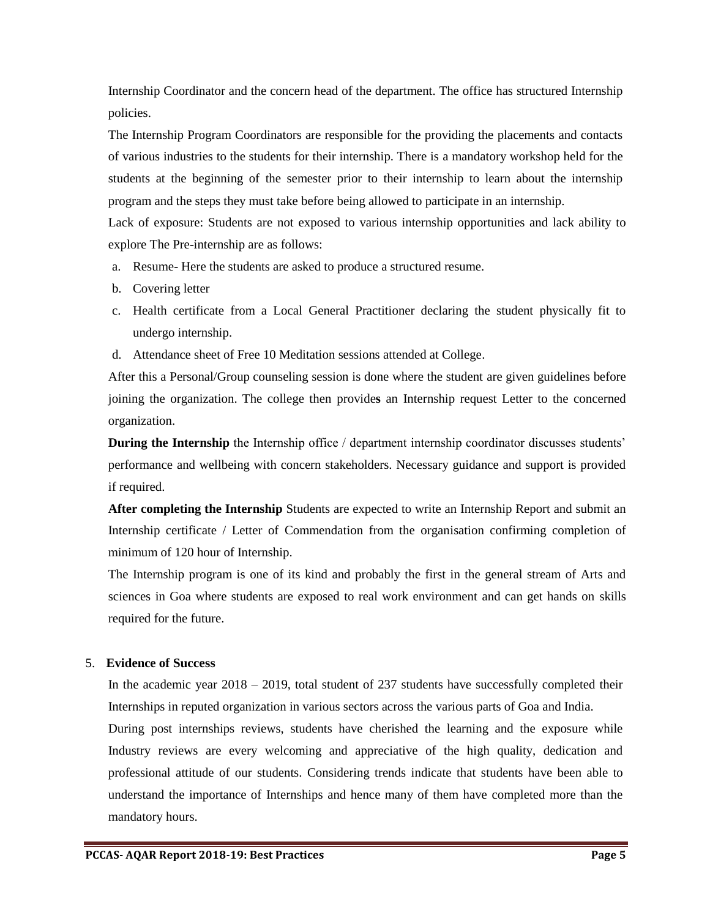Internship Coordinator and the concern head of the department. The office has structured Internship policies.

The Internship Program Coordinators are responsible for the providing the placements and contacts of various industries to the students for their internship. There is a mandatory workshop held for the students at the beginning of the semester prior to their internship to learn about the internship program and the steps they must take before being allowed to participate in an internship.

Lack of exposure: Students are not exposed to various internship opportunities and lack ability to explore The Pre-internship are as follows:

a. Resume- Here the students are asked to produce a structured resume.
b. Covering letter
c. Health certificate from a Local General Practitioner declaring the student physically fit to undergo internship.
d. Attendance sheet of Free 10 Meditation sessions attended at College.

After this a Personal/Group counseling session is done where the student are given guidelines before joining the organization. The college then provide**s** an Internship request Letter to the concerned organization.

**During the Internship** the Internship office / department internship coordinator discusses students' performance and wellbeing with concern stakeholders. Necessary guidance and support is provided if required.

**After completing the Internship** Students are expected to write an Internship Report and submit an Internship certificate / Letter of Commendation from the organisation confirming completion of minimum of 120 hour of Internship.

The Internship program is one of its kind and probably the first in the general stream of Arts and sciences in Goa where students are exposed to real work environment and can get hands on skills required for the future.

5. **Evidence of Success**

In the academic year 2018 – 2019, total student of 237 students have successfully completed their Internships in reputed organization in various sectors across the various parts of Goa and India.

During post internships reviews, students have cherished the learning and the exposure while Industry reviews are every welcoming and appreciative of the high quality, dedication and professional attitude of our students. Considering trends indicate that students have been able to understand the importance of Internships and hence many of them have completed more than the mandatory hours.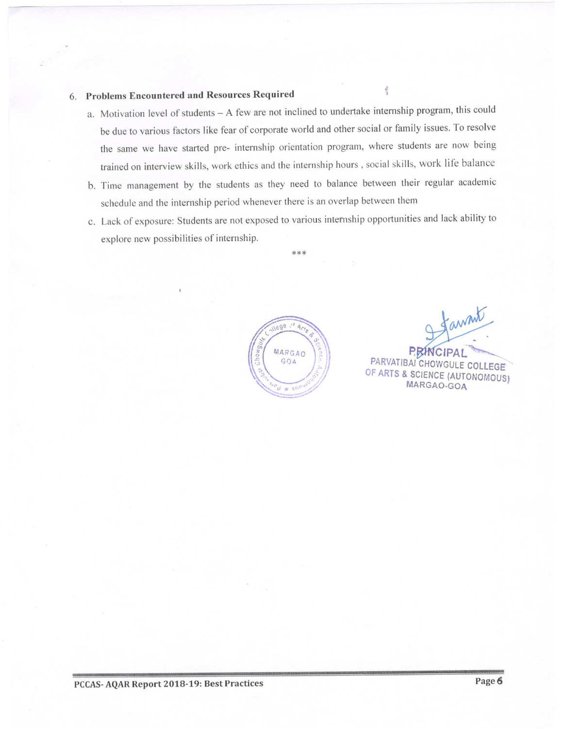6. **Problems Encountered and Resources Required**

   a. Motivation level of students – A few are not inclined to undertake internship program, this could be due to various factors like fear of corporate world and other social or family issues. To resolve the same we have started pre- internship orientation program, where students are now being trained on interview skills, work ethics and the internship hours , social skills, work life balance

   b. Time management by the students as they need to balance between their regular academic schedule and the internship period whenever there is an overlap between them

   c. Lack of exposure: Students are not exposed to various internship opportunities and lack ability to explore new possibilities of internship.

***

PRINCIPAL
PARVATIBAI CHOWGULE COLLEGE
OF ARTS & SCIENCE (AUTONOMOUS)
MARGAO-GOA